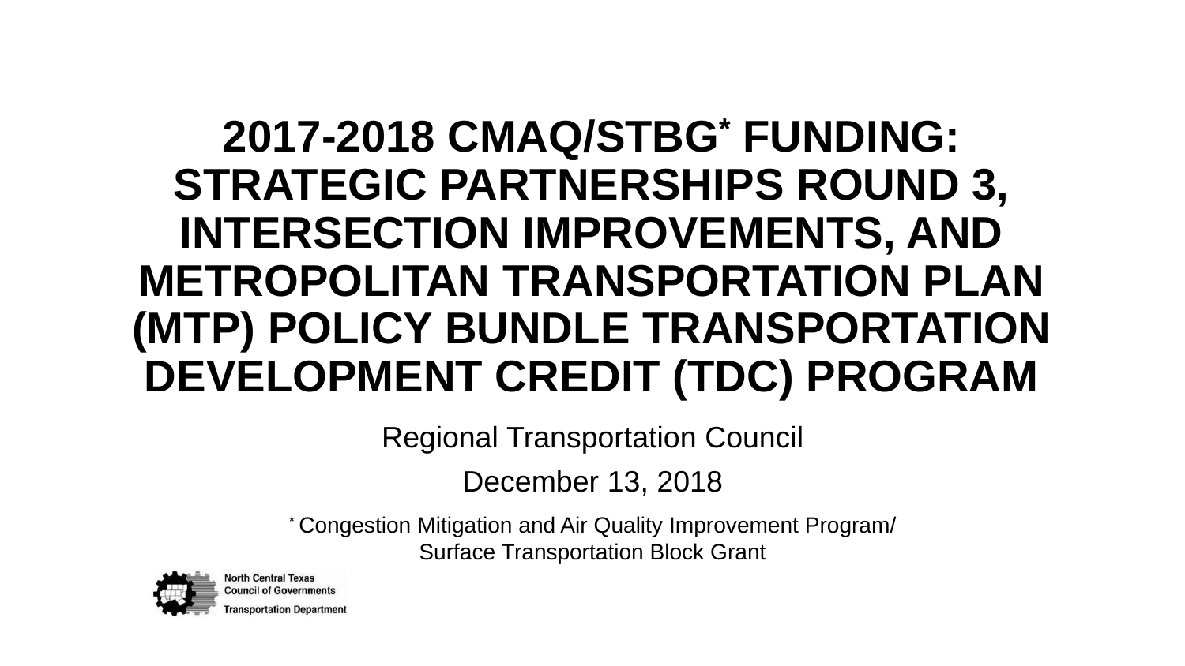# 2017-2018 CMAQ/STBG* FUNDING: STRATEGIC PARTNERSHIPS ROUND 3, INTERSECTION IMPROVEMENTS, AND METROPOLITAN TRANSPORTATION PLAN (MTP) POLICY BUNDLE TRANSPORTATION DEVELOPMENT CREDIT (TDC) PROGRAM

Regional Transportation Council

December 13, 2018

* Congestion Mitigation and Air Quality Improvement Program/ Surface Transportation Block Grant

North Central Texas Council of Governments

Transportation Department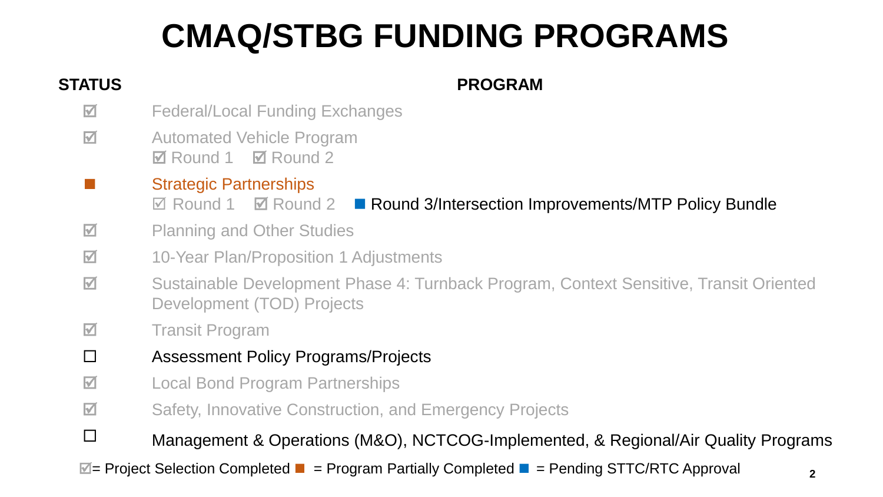# CMAQ/STBG FUNDING PROGRAMS

| STATUS | PROGRAM |
| --- | --- |
| ☑ | Federal/Local Funding Exchanges |
| ☑ | Automated Vehicle Program<br>☑ Round 1 ☑ Round 2 |
| ■ | Strategic Partnerships<br>☑ Round 1 ☑ Round 2 ■ Round 3/Intersection Improvements/MTP Policy Bundle |
| ☑ | Planning and Other Studies |
| ☑ | 10-Year Plan/Proposition 1 Adjustments |
| ☑ | Sustainable Development Phase 4: Turnback Program, Context Sensitive, Transit Oriented Development (TOD) Projects |
| ☑ | Transit Program |
| ☐ | Assessment Policy Programs/Projects |
| ☑ | Local Bond Program Partnerships |
| ☑ | Safety, Innovative Construction, and Emergency Projects |
| ☐ | Management & Operations (M&O), NCTCOG-Implemented, & Regional/Air Quality Programs |

☑= Project Selection Completed ■ (orange) = Program Partially Completed ■ (blue) = Pending STTC/RTC Approval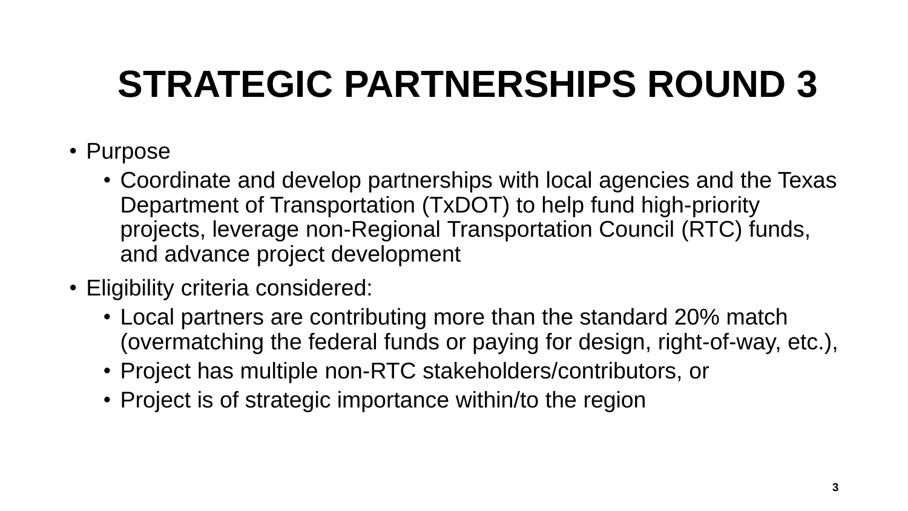# STRATEGIC PARTNERSHIPS ROUND 3

- Purpose
  - Coordinate and develop partnerships with local agencies and the Texas Department of Transportation (TxDOT) to help fund high-priority projects, leverage non-Regional Transportation Council (RTC) funds, and advance project development
- Eligibility criteria considered:
  - Local partners are contributing more than the standard 20% match (overmatching the federal funds or paying for design, right-of-way, etc.),
  - Project has multiple non-RTC stakeholders/contributors, or
  - Project is of strategic importance within/to the region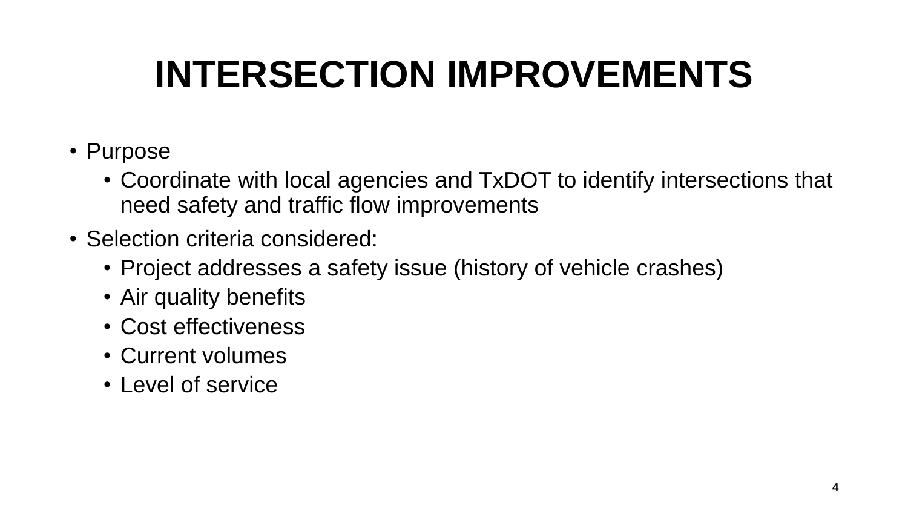# INTERSECTION IMPROVEMENTS

- Purpose
  - Coordinate with local agencies and TxDOT to identify intersections that need safety and traffic flow improvements
- Selection criteria considered:
  - Project addresses a safety issue (history of vehicle crashes)
  - Air quality benefits
  - Cost effectiveness
  - Current volumes
  - Level of service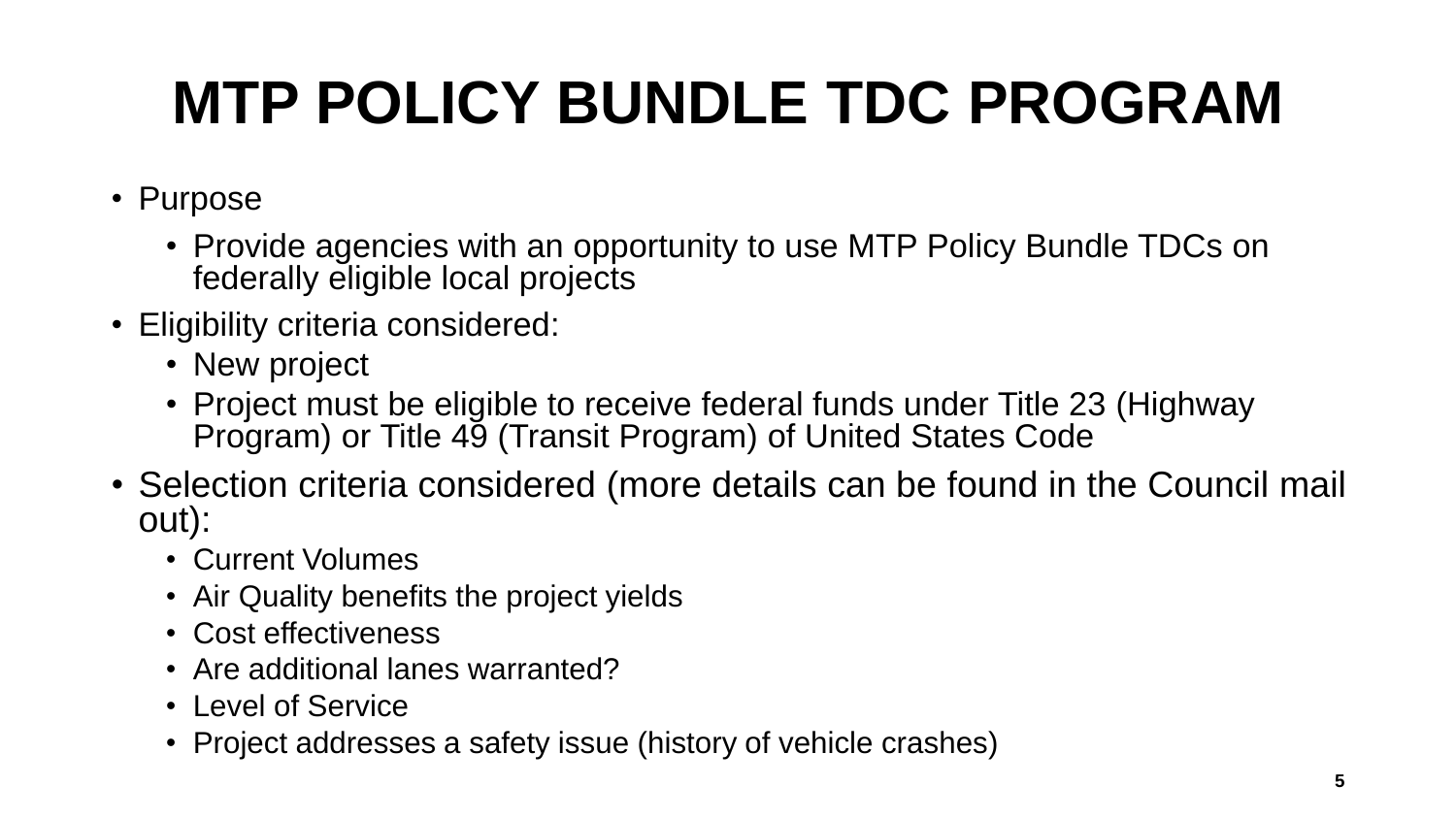# MTP POLICY BUNDLE TDC PROGRAM

- Purpose
  - Provide agencies with an opportunity to use MTP Policy Bundle TDCs on federally eligible local projects
- Eligibility criteria considered:
  - New project
  - Project must be eligible to receive federal funds under Title 23 (Highway Program) or Title 49 (Transit Program) of United States Code
- Selection criteria considered (more details can be found in the Council mail out):
  - Current Volumes
  - Air Quality benefits the project yields
  - Cost effectiveness
  - Are additional lanes warranted?
  - Level of Service
  - Project addresses a safety issue (history of vehicle crashes)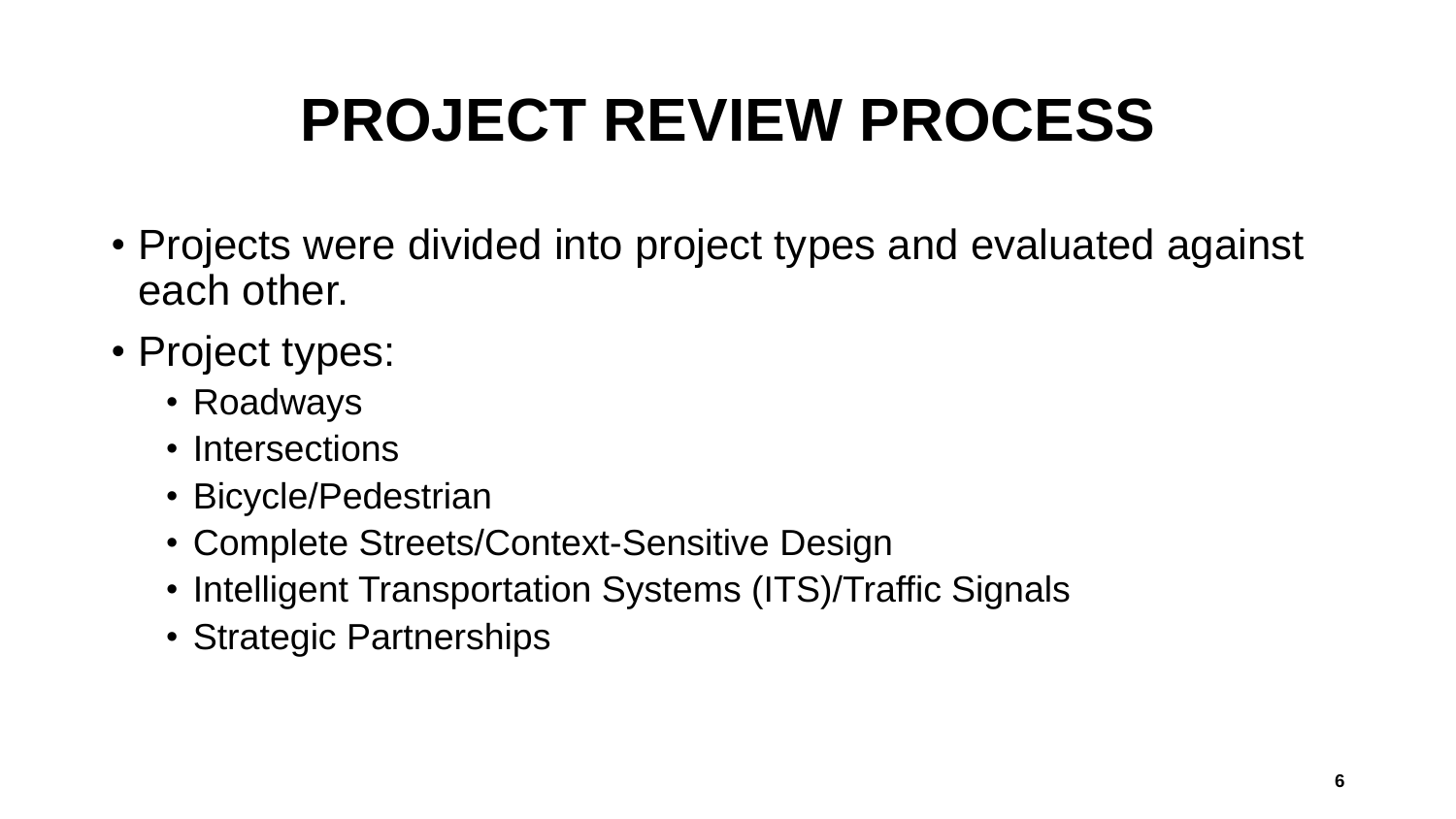# PROJECT REVIEW PROCESS

- Projects were divided into project types and evaluated against each other.
- Project types:
  - Roadways
  - Intersections
  - Bicycle/Pedestrian
  - Complete Streets/Context-Sensitive Design
  - Intelligent Transportation Systems (ITS)/Traffic Signals
  - Strategic Partnerships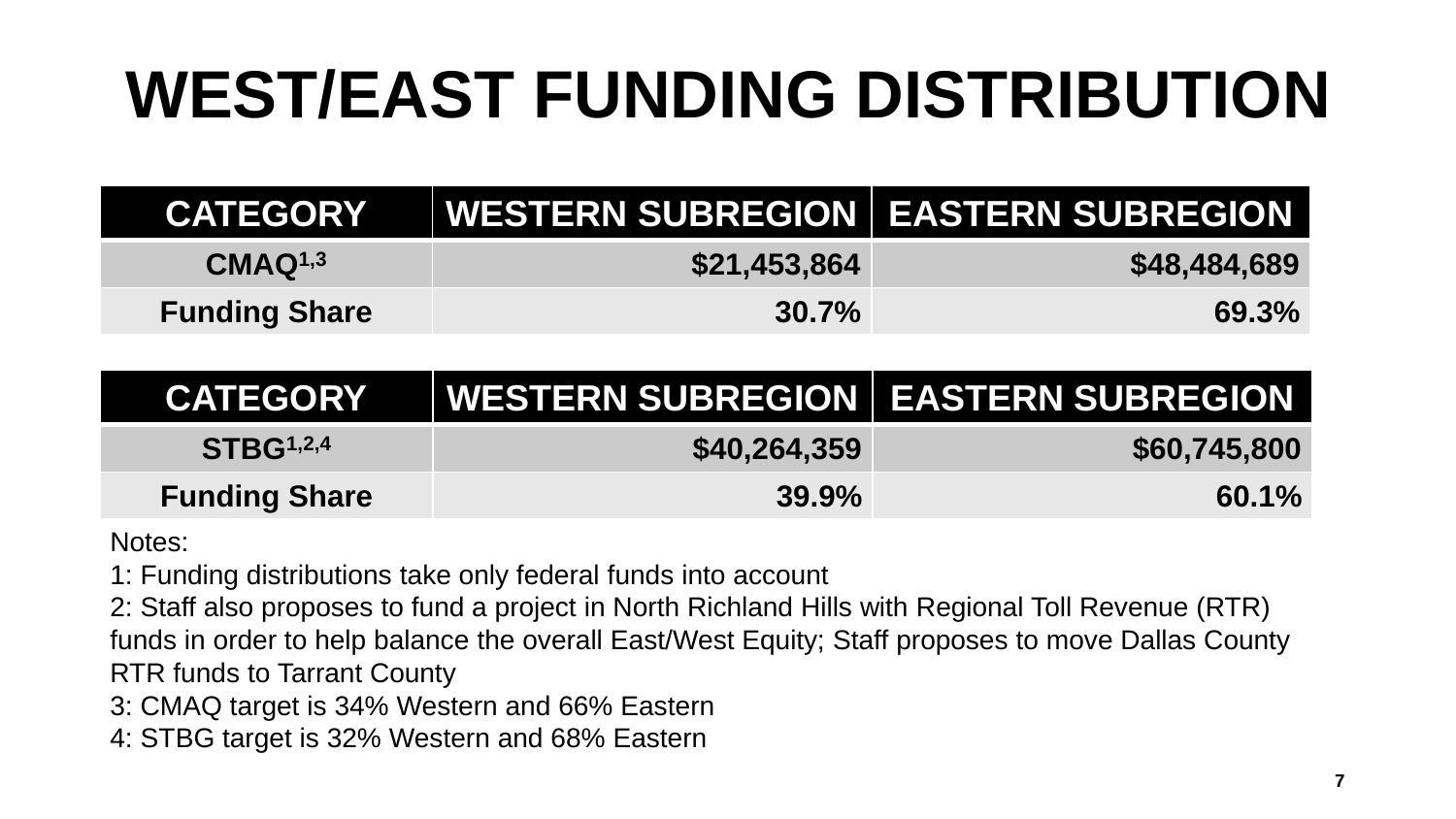# WEST/EAST FUNDING DISTRIBUTION

| CATEGORY | WESTERN SUBREGION | EASTERN SUBREGION |
| --- | --- | --- |
| CMAQ[1,3] | $21,453,864 | $48,484,689 |
| Funding Share | 30.7% | 69.3% |

| CATEGORY | WESTERN SUBREGION | EASTERN SUBREGION |
| --- | --- | --- |
| STBG[1,2,4] | $40,264,359 | $60,745,800 |
| Funding Share | 39.9% | 60.1% |

Notes:

1: Funding distributions take only federal funds into account

2: Staff also proposes to fund a project in North Richland Hills with Regional Toll Revenue (RTR) funds in order to help balance the overall East/West Equity; Staff proposes to move Dallas County RTR funds to Tarrant County

3: CMAQ target is 34% Western and 66% Eastern

4: STBG target is 32% Western and 68% Eastern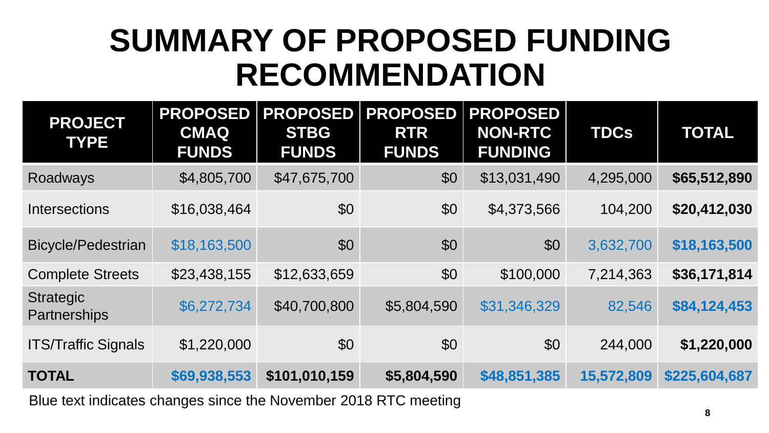# SUMMARY OF PROPOSED FUNDING RECOMMENDATION

| PROJECT TYPE | PROPOSED CMAQ FUNDS | PROPOSED STBG FUNDS | PROPOSED RTR FUNDS | PROPOSED NON-RTC FUNDING | TDCs | TOTAL |
|---|---|---|---|---|---|---|
| Roadways | $4,805,700 | $47,675,700 | $0 | $13,031,490 | 4,295,000 | **$65,512,890** |
| Intersections | $16,038,464 | $0 | $0 | $4,373,566 | 104,200 | **$20,412,030** |
| Bicycle/Pedestrian | $18,163,500 | $0 | $0 | $0 | 3,632,700 | **$18,163,500** |
| Complete Streets | $23,438,155 | $12,633,659 | $0 | $100,000 | 7,214,363 | **$36,171,814** |
| Strategic Partnerships | $6,272,734 | $40,700,800 | $5,804,590 | $31,346,329 | 82,546 | **$84,124,453** |
| ITS/Traffic Signals | $1,220,000 | $0 | $0 | $0 | 244,000 | **$1,220,000** |
| **TOTAL** | **$69,938,553** | **$101,010,159** | **$5,804,590** | **$48,851,385** | **15,572,809** | **$225,604,687** |

Blue text indicates changes since the November 2018 RTC meeting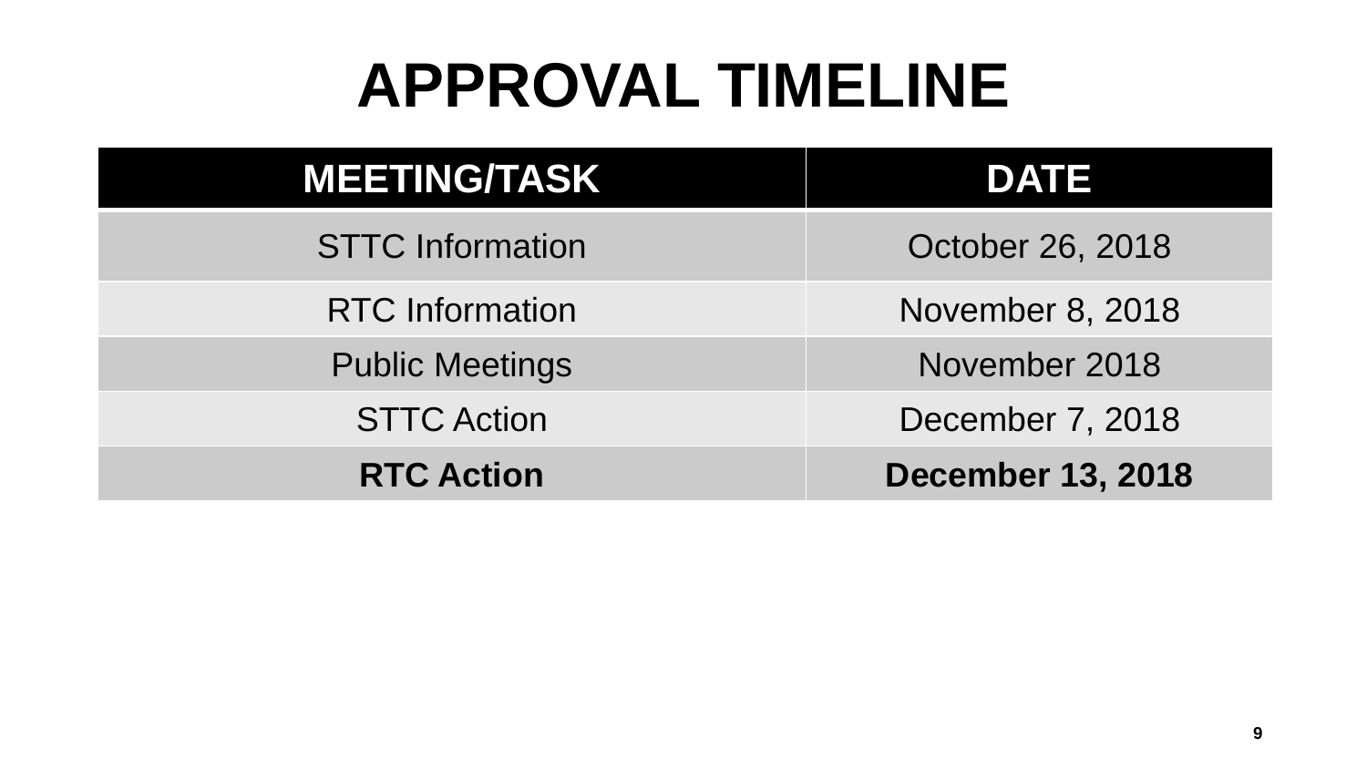# APPROVAL TIMELINE

| MEETING/TASK | DATE |
| --- | --- |
| STTC Information | October 26, 2018 |
| RTC Information | November 8, 2018 |
| Public Meetings | November 2018 |
| STTC Action | December 7, 2018 |
| **RTC Action** | **December 13, 2018** |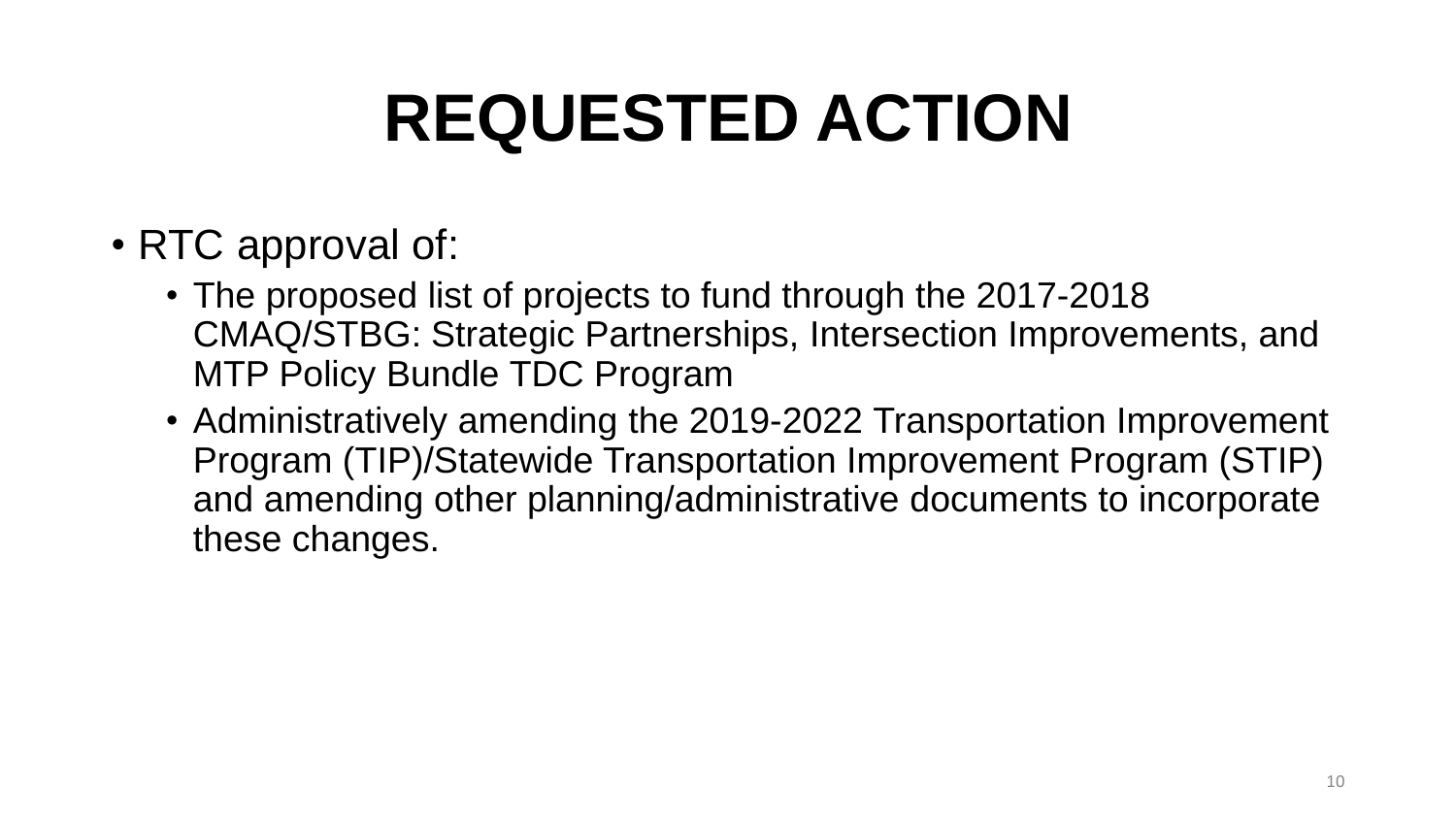# REQUESTED ACTION

- RTC approval of:
  - The proposed list of projects to fund through the 2017-2018 CMAQ/STBG: Strategic Partnerships, Intersection Improvements, and MTP Policy Bundle TDC Program
  - Administratively amending the 2019-2022 Transportation Improvement Program (TIP)/Statewide Transportation Improvement Program (STIP) and amending other planning/administrative documents to incorporate these changes.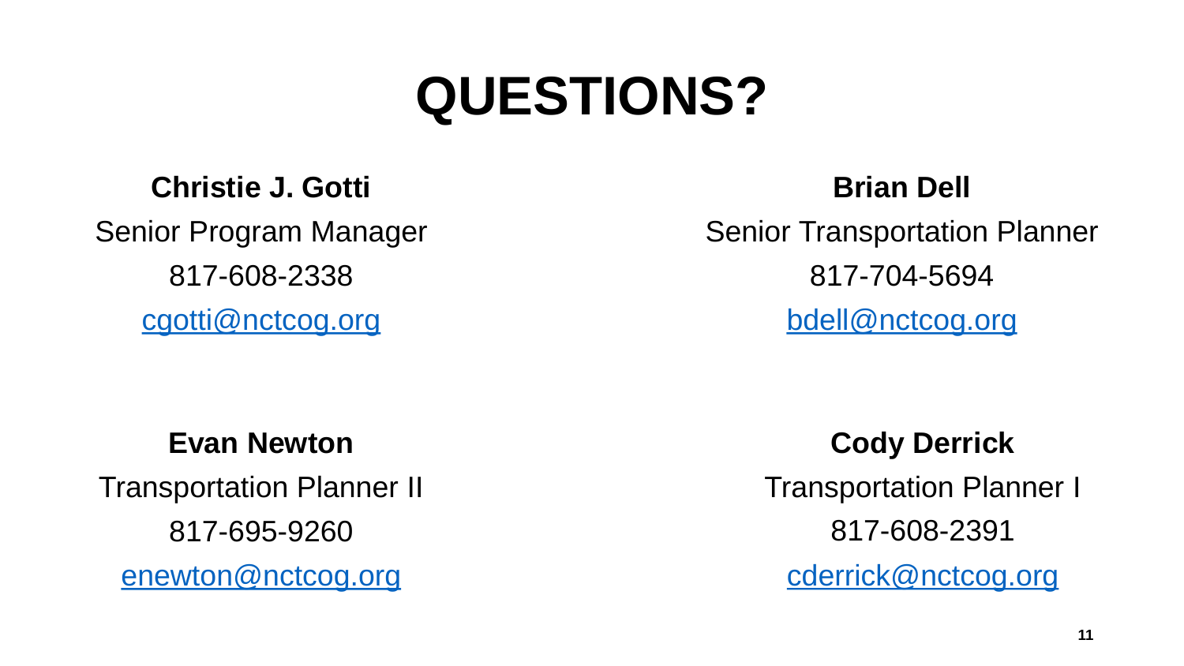# QUESTIONS?

**Christie J. Gotti**
Senior Program Manager
817-608-2338
cgotti@nctcog.org

**Brian Dell**
Senior Transportation Planner
817-704-5694
bdell@nctcog.org

**Evan Newton**
Transportation Planner II
817-695-9260
enewton@nctcog.org

**Cody Derrick**
Transportation Planner I
817-608-2391
cderrick@nctcog.org